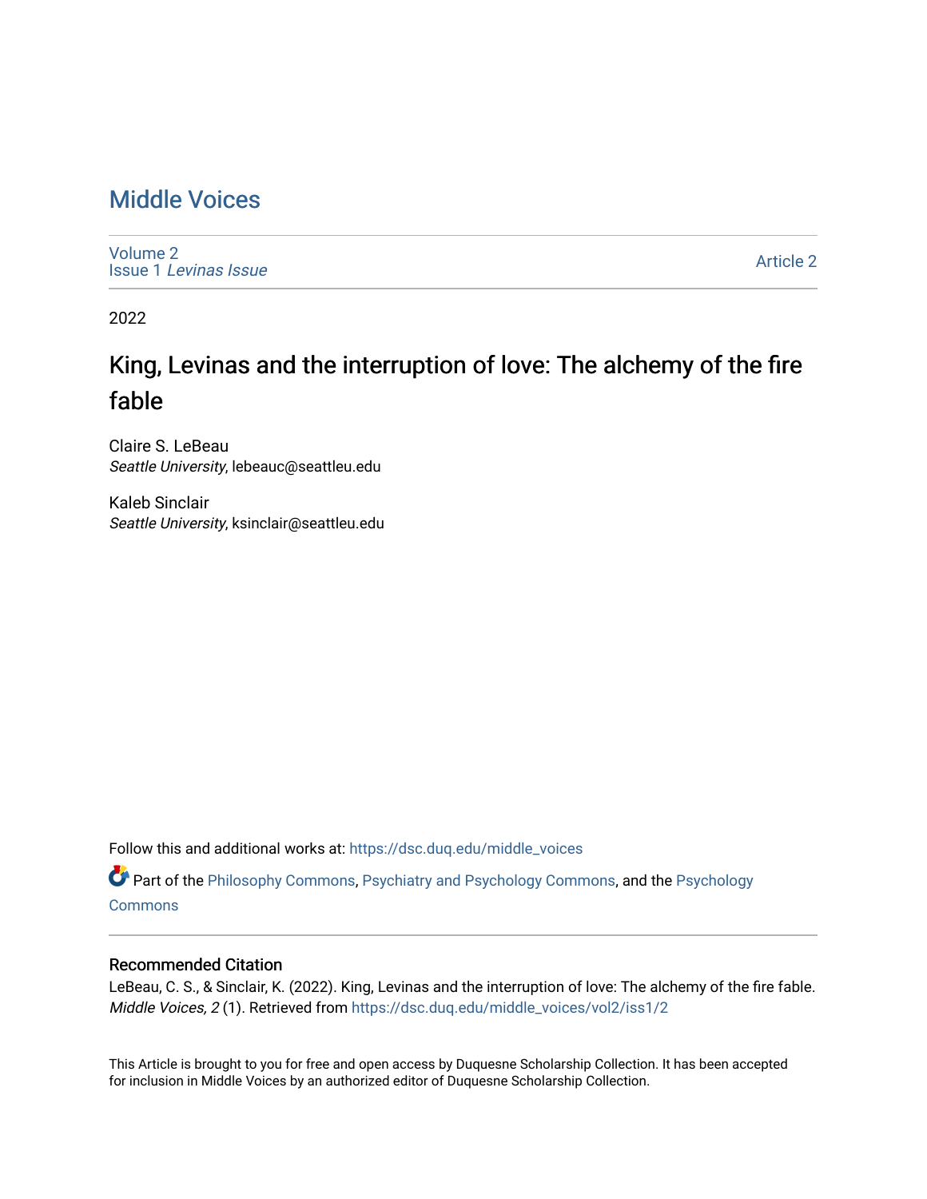# Middle Voices

Volume 2
Issue 1 *Levinas Issue*

Article 2

2022

## King, Levinas and the interruption of love: The alchemy of the fire fable

Claire S. LeBeau
*Seattle University*, lebeauc@seattleu.edu

Kaleb Sinclair
*Seattle University*, ksinclair@seattleu.edu

Follow this and additional works at: https://dsc.duq.edu/middle_voices

Part of the Philosophy Commons, Psychiatry and Psychology Commons, and the Psychology Commons

### Recommended Citation

LeBeau, C. S., & Sinclair, K. (2022). King, Levinas and the interruption of love: The alchemy of the fire fable. *Middle Voices, 2* (1). Retrieved from https://dsc.duq.edu/middle_voices/vol2/iss1/2

This Article is brought to you for free and open access by Duquesne Scholarship Collection. It has been accepted for inclusion in Middle Voices by an authorized editor of Duquesne Scholarship Collection.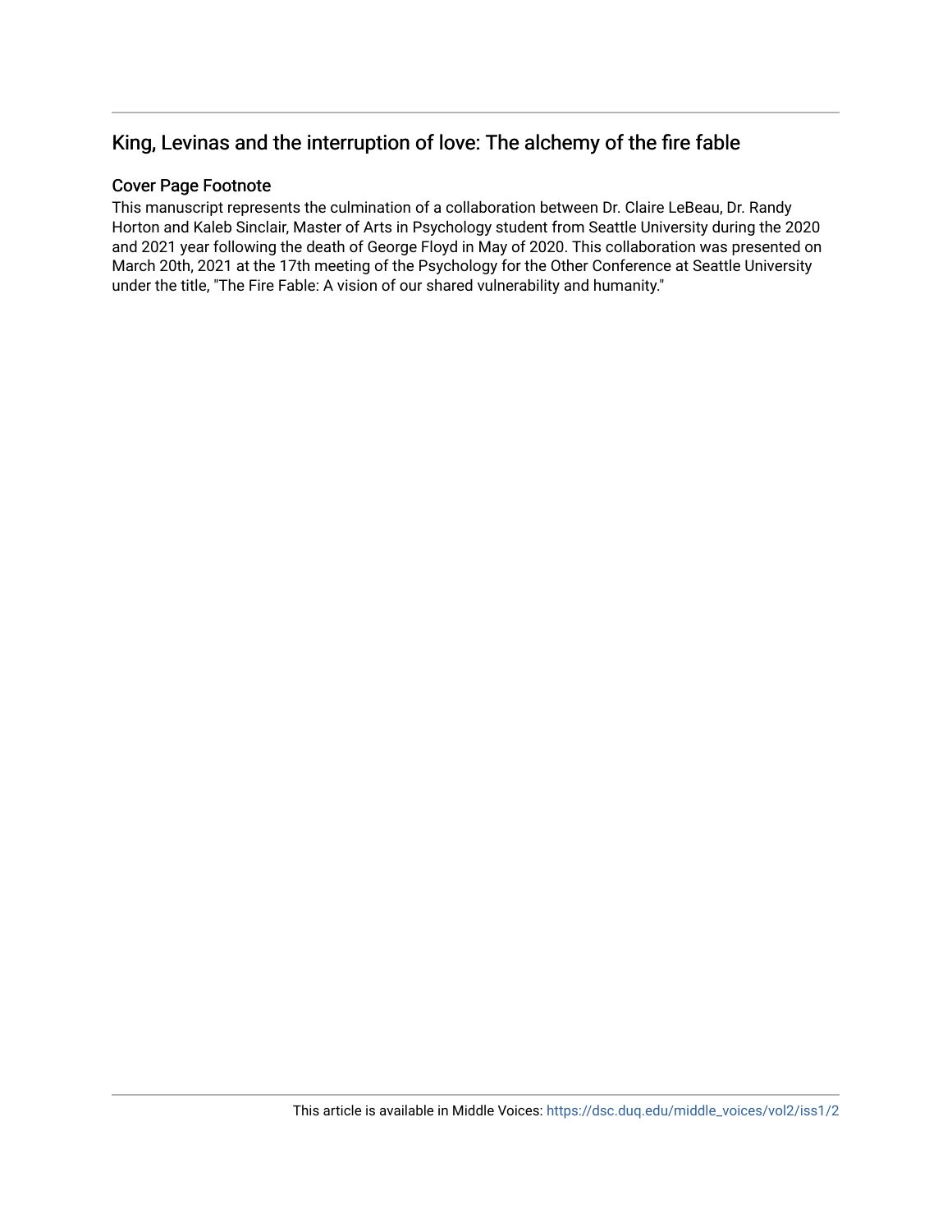## King, Levinas and the interruption of love: The alchemy of the fire fable

### Cover Page Footnote

This manuscript represents the culmination of a collaboration between Dr. Claire LeBeau, Dr. Randy Horton and Kaleb Sinclair, Master of Arts in Psychology student from Seattle University during the 2020 and 2021 year following the death of George Floyd in May of 2020. This collaboration was presented on March 20th, 2021 at the 17th meeting of the Psychology for the Other Conference at Seattle University under the title, "The Fire Fable: A vision of our shared vulnerability and humanity."

This article is available in Middle Voices: https://dsc.duq.edu/middle_voices/vol2/iss1/2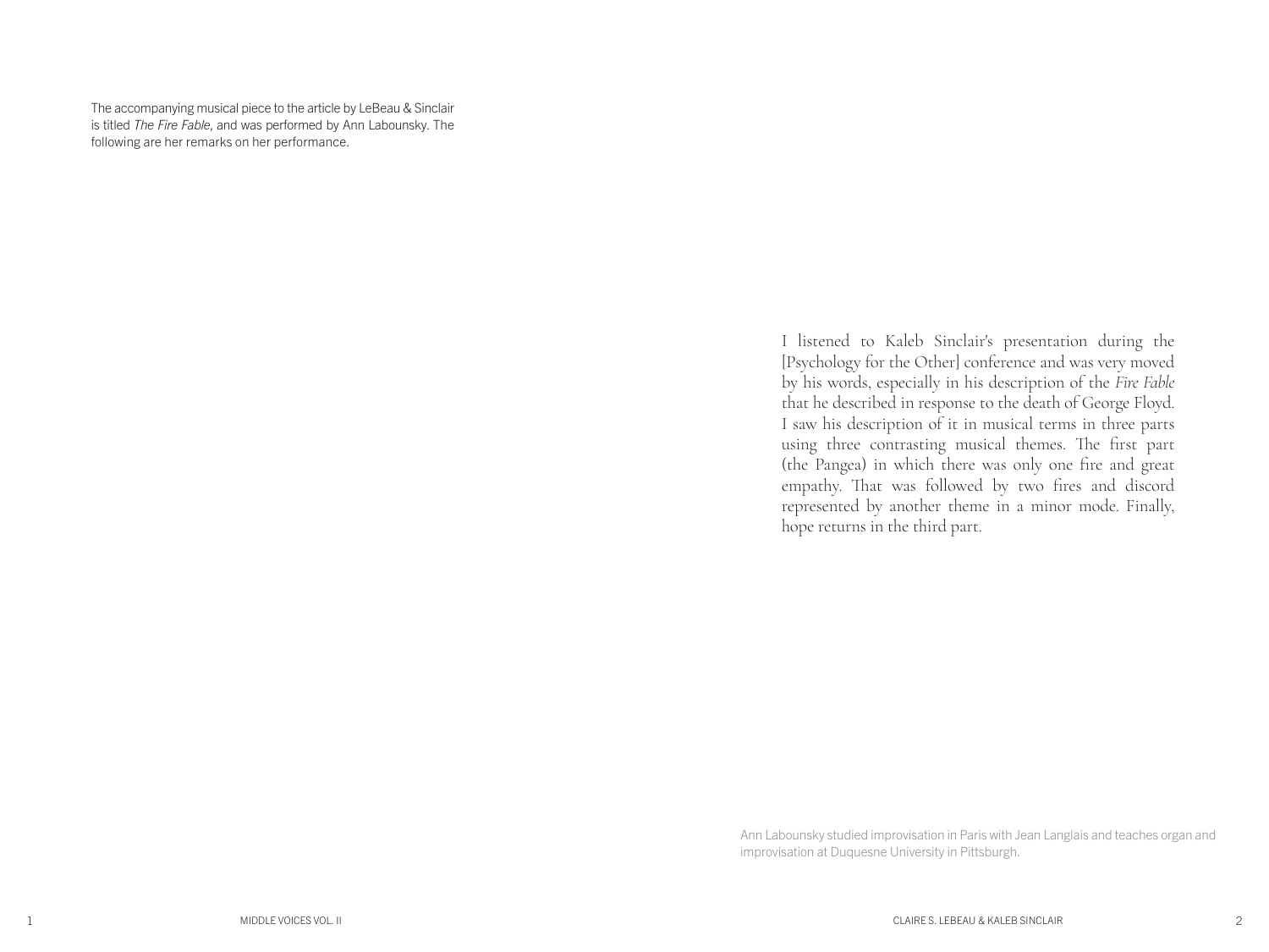The accompanying musical piece to the article by LeBeau & Sinclair is titled *The Fire Fable*, and was performed by Ann Labounsky. The following are her remarks on her performance.

I listened to Kaleb Sinclair's presentation during the [Psychology for the Other] conference and was very moved by his words, especially in his description of the *Fire Fable* that he described in response to the death of George Floyd. I saw his description of it in musical terms in three parts using three contrasting musical themes. The first part (the Pangea) in which there was only one fire and great empathy. That was followed by two fires and discord represented by another theme in a minor mode. Finally, hope returns in the third part.

Ann Labounsky studied improvisation in Paris with Jean Langlais and teaches organ and improvisation at Duquesne University in Pittsburgh.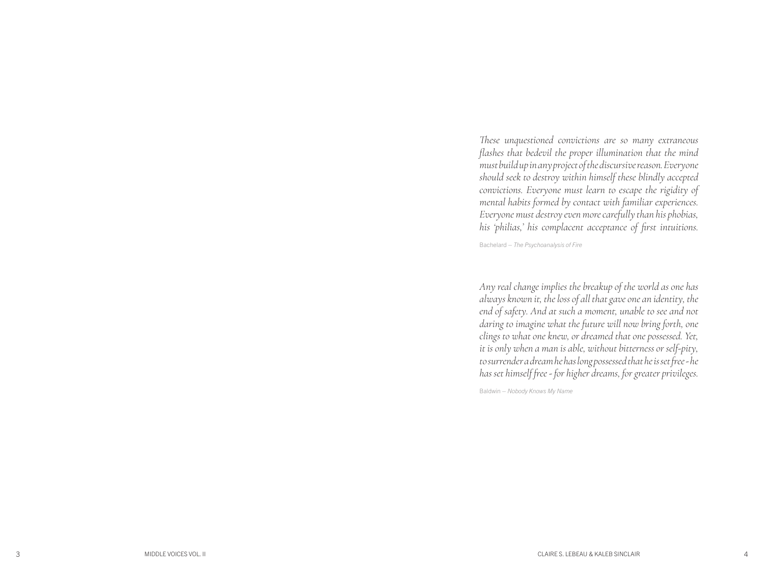*These unquestioned convictions are so many extraneous flashes that bedevil the proper illumination that the mind must build up in any project of the discursive reason. Everyone should seek to destroy within himself these blindly accepted convictions. Everyone must learn to escape the rigidity of mental habits formed by contact with familiar experiences. Everyone must destroy even more carefully than his phobias, his 'philias,' his complacent acceptance of first intuitions.*

Bachelard -- *The Psychoanalysis of Fire*

*Any real change implies the breakup of the world as one has always known it, the loss of all that gave one an identity, the end of safety. And at such a moment, unable to see and not daring to imagine what the future will now bring forth, one clings to what one knew, or dreamed that one possessed. Yet, it is only when a man is able, without bitterness or self-pity, to surrender a dream he has long possessed that he is set free - he has set himself free - for higher dreams, for greater privileges.*

Baldwin -- *Nobody Knows My Name*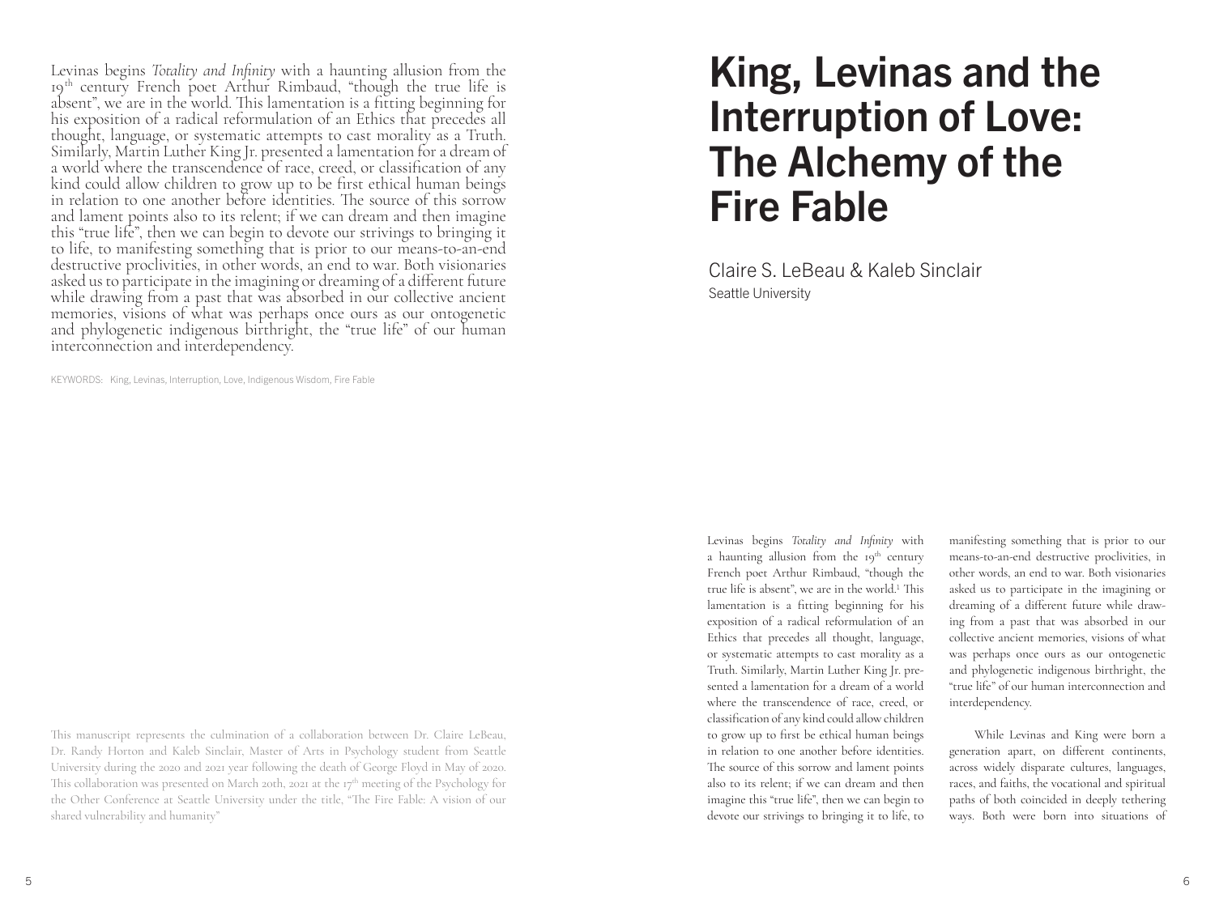# King, Levinas and the Interruption of Love: The Alchemy of the Fire Fable

Claire S. LeBeau & Kaleb Sinclair
Seattle University

Levinas begins *Totality and Infinity* with a haunting allusion from the 19th century French poet Arthur Rimbaud, "though the true life is absent", we are in the world. This lamentation is a fitting beginning for his exposition of a radical reformulation of an Ethics that precedes all thought, language, or systematic attempts to cast morality as a Truth. Similarly, Martin Luther King Jr. presented a lamentation for a dream of a world where the transcendence of race, creed, or classification of any kind could allow children to grow up to be first ethical human beings in relation to one another before identities. The source of this sorrow and lament points also to its relent; if we can dream and then imagine this "true life", then we can begin to devote our strivings to bringing it to life, to manifesting something that is prior to our means-to-an-end destructive proclivities, in other words, an end to war. Both visionaries asked us to participate in the imagining or dreaming of a different future while drawing from a past that was absorbed in our collective ancient memories, visions of what was perhaps once ours as our ontogenetic and phylogenetic indigenous birthright, the "true life" of our human interconnection and interdependency.

KEYWORDS: King, Levinas, Interruption, Love, Indigenous Wisdom, Fire Fable

This manuscript represents the culmination of a collaboration between Dr. Claire LeBeau, Dr. Randy Horton and Kaleb Sinclair, Master of Arts in Psychology student from Seattle University during the 2020 and 2021 year following the death of George Floyd in May of 2020. This collaboration was presented on March 20th, 2021 at the 17th meeting of the Psychology for the Other Conference at Seattle University under the title, "The Fire Fable: A vision of our shared vulnerability and humanity"

Levinas begins *Totality and Infinity* with a haunting allusion from the 19th century French poet Arthur Rimbaud, "though the true life is absent", we are in the world.[1] This lamentation is a fitting beginning for his exposition of a radical reformulation of an Ethics that precedes all thought, language, or systematic attempts to cast morality as a Truth. Similarly, Martin Luther King Jr. presented a lamentation for a dream of a world where the transcendence of race, creed, or classification of any kind could allow children to grow up to first be ethical human beings in relation to one another before identities. The source of this sorrow and lament points also to its relent; if we can dream and then imagine this "true life", then we can begin to devote our strivings to bringing it to life, to manifesting something that is prior to our means-to-an-end destructive proclivities, in other words, an end to war. Both visionaries asked us to participate in the imagining or dreaming of a different future while drawing from a past that was absorbed in our collective ancient memories, visions of what was perhaps once ours as our ontogenetic and phylogenetic indigenous birthright, the "true life" of our human interconnection and interdependency.

While Levinas and King were born a generation apart, on different continents, across widely disparate cultures, languages, races, and faiths, the vocational and spiritual paths of both coincided in deeply tethering ways. Both were born into situations of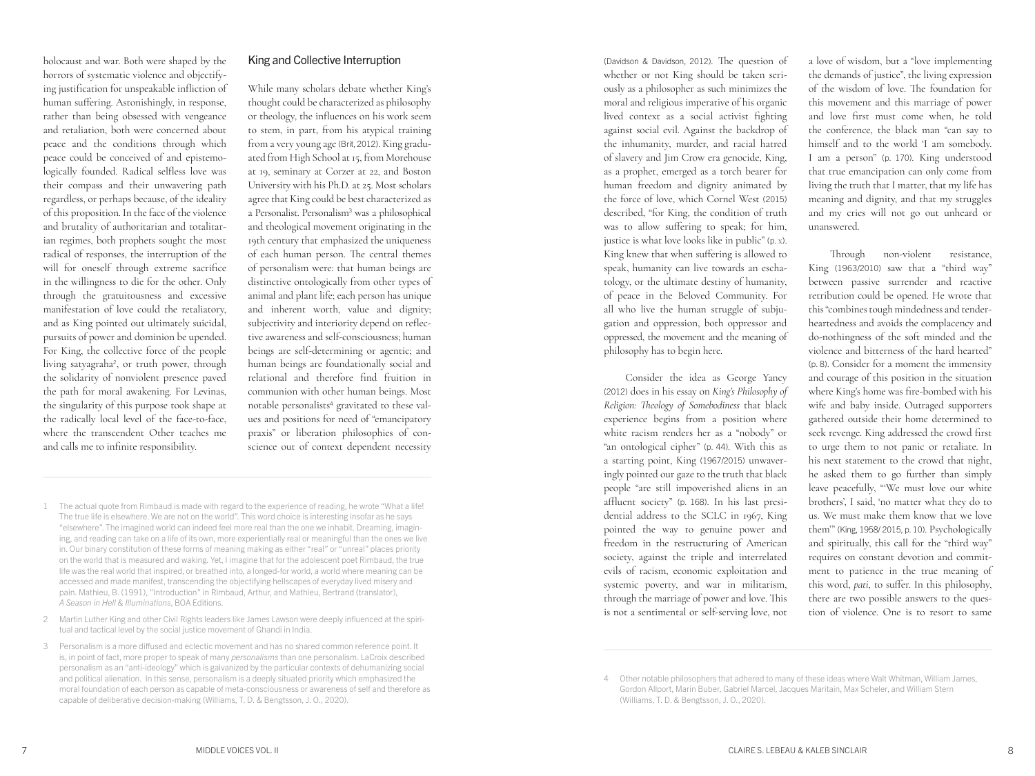holocaust and war. Both were shaped by the horrors of systematic violence and objectifying justification for unspeakable infliction of human suffering. Astonishingly, in response, rather than being obsessed with vengeance and retaliation, both were concerned about peace and the conditions through which peace could be conceived of and epistemologically founded. Radical selfless love was their compass and their unwavering path regardless, or perhaps because, of the ideality of this proposition. In the face of the violence and brutality of authoritarian and totalitarian regimes, both prophets sought the most radical of responses, the interruption of the will for oneself through extreme sacrifice in the willingness to die for the other. Only through the gratuitousness and excessive manifestation of love could the retaliatory, and as King pointed out ultimately suicidal, pursuits of power and dominion be upended. For King, the collective force of the people living satyagraha[2], or truth power, through the solidarity of nonviolent presence paved the path for moral awakening. For Levinas, the singularity of this purpose took shape at the radically local level of the face-to-face, where the transcendent Other teaches me and calls me to infinite responsibility.

## King and Collective Interruption

While many scholars debate whether King's thought could be characterized as philosophy or theology, the influences on his work seem to stem, in part, from his atypical training from a very young age (Brit, 2012). King graduated from High School at 15, from Morehouse at 19, seminary at Corzer at 22, and Boston University with his Ph.D. at 25. Most scholars agree that King could be best characterized as a Personalist. Personalism[3] was a philosophical and theological movement originating in the 19th century that emphasized the uniqueness of each human person. The central themes of personalism were: that human beings are distinctive ontologically from other types of animal and plant life; each person has unique and inherent worth, value and dignity; subjectivity and interiority depend on reflective awareness and self-consciousness; human beings are self-determining or agentic; and human beings are foundationally social and relational and therefore find fruition in communion with other human beings. Most notable personalists[4] gravitated to these values and positions for need of "emancipatory praxis" or liberation philosophies of conscience out of context dependent necessity (Davidson & Davidson, 2012). The question of whether or not King should be taken seriously as a philosopher as such minimizes the moral and religious imperative of his organic lived context as a social activist fighting against social evil. Against the backdrop of the inhumanity, murder, and racial hatred of slavery and Jim Crow era genocide, King, as a prophet, emerged as a torch bearer for human freedom and dignity animated by the force of love, which Cornel West (2015) described, "for King, the condition of truth was to allow suffering to speak; for him, justice is what love looks like in public" (p. x). King knew that when suffering is allowed to speak, humanity can live towards an eschatology, or the ultimate destiny of humanity, of peace in the Beloved Community. For all who live the human struggle of subjugation and oppression, both oppressor and oppressed, the movement and the meaning of philosophy has to begin here.

Consider the idea as George Yancy (2012) does in his essay on *King's Philosophy of Religion: Theology of Somebodiness* that black experience begins from a position where white racism renders her as a "nobody" or "an ontological cipher" (p. 44). With this as a starting point, King (1967/2015) unwaveringly pointed our gaze to the truth that black people "are still impoverished aliens in an affluent society" (p. 168). In his last presidential address to the SCLC in 1967, King pointed the way to genuine power and freedom in the restructuring of American society, against the triple and interrelated evils of racism, economic exploitation and systemic poverty, and war in militarism, through the marriage of power and love. This is not a sentimental or self-serving love, not a love of wisdom, but a "love implementing the demands of justice", the living expression of the wisdom of love. The foundation for this movement and this marriage of power and love first must come when, he told the conference, the black man "can say to himself and to the world 'I am somebody. I am a person" (p. 170). King understood that true emancipation can only come from living the truth that I matter, that my life has meaning and dignity, and that my struggles and my cries will not go out unheard or unanswered.

Through non-violent resistance, King (1963/2010) saw that a "third way" between passive surrender and reactive retribution could be opened. He wrote that this "combines tough mindedness and tenderheartedness and avoids the complacency and do-nothingness of the soft minded and the violence and bitterness of the hard hearted" (p. 8). Consider for a moment the immensity and courage of this position in the situation where King's home was fire-bombed with his wife and baby inside. Outraged supporters gathered outside their home determined to seek revenge. King addressed the crowd first to urge them to not panic or retaliate. In his next statement to the crowd that night, he asked them to go further than simply leave peacefully, "'We must love our white brothers', I said, 'no matter what they do to us. We must make them know that we love them'" (King, 1958/ 2015, p. 10). Psychologically and spiritually, this call for the "third way" requires on constant devotion and commitment to patience in the true meaning of this word, *pati*, to suffer. In this philosophy, there are two possible answers to the question of violence. One is to resort to same

---

1 The actual quote from Rimbaud is made with regard to the experience of reading, he wrote "What a life! The true life is elsewhere. We are not on the world". This word choice is interesting insofar as he says "elsewhere". The imagined world can indeed feel more real than the one we inhabit. Dreaming, imagining, and reading can take on a life of its own, more experientially real or meaningful than the ones we live in. Our binary constitution of these forms of meaning making as either "real" or "unreal" places priority on the world that is measured and waking. Yet, I imagine that for the adolescent poet Rimbaud, the true life was the real world that inspired, or breathed into, a longed-for world, a world where meaning can be accessed and made manifest, transcending the objectifying hellscapes of everyday lived misery and pain. Mathieu, B. (1991), "Introduction" in Rimbaud, Arthur, and Mathieu, Bertrand (translator), *A Season in Hell & Illuminations*, BOA Editions.

2 Martin Luther King and other Civil Rights leaders like James Lawson were deeply influenced at the spiritual and tactical level by the social justice movement of Ghandi in India.

3 Personalism is a more diffused and eclectic movement and has no shared common reference point. It is, in point of fact, more proper to speak of many *personalisms* than one personalism. LaCroix described personalism as an "anti-ideology" which is galvanized by the particular contexts of dehumanizing social and political alienation. In this sense, personalism is a deeply situated priority which emphasized the moral foundation of each person as capable of meta-consciousness or awareness of self and therefore as capable of deliberative decision-making (Williams, T. D. & Bengtsson, J. O., 2020).

4 Other notable philosophers that adhered to many of these ideas where Walt Whitman, William James, Gordon Allport, Marin Buber, Gabriel Marcel, Jacques Maritain, Max Scheler, and William Stern (Williams, T. D. & Bengtsson, J. O., 2020).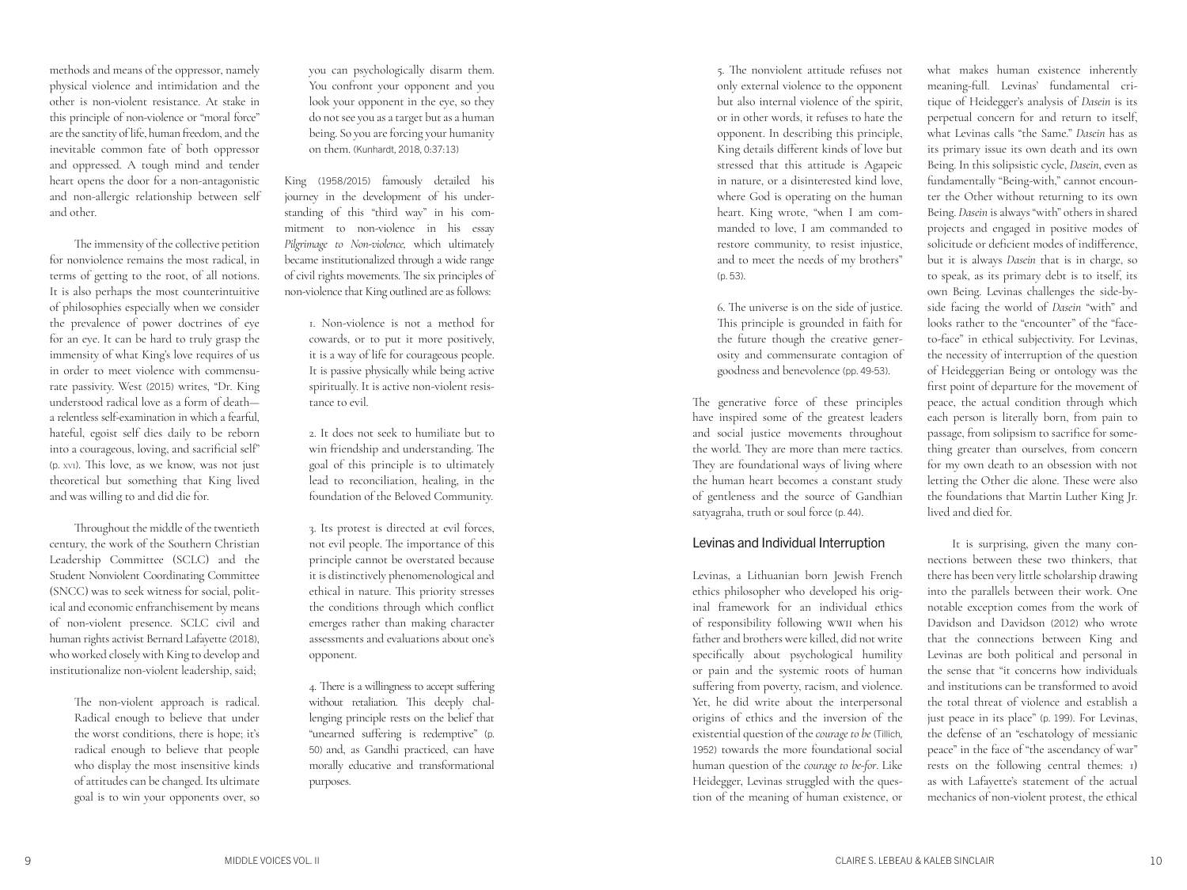methods and means of the oppressor, namely physical violence and intimidation and the other is non-violent resistance. At stake in this principle of non-violence or "moral force" are the sanctity of life, human freedom, and the inevitable common fate of both oppressor and oppressed. A tough mind and tender heart opens the door for a non-antagonistic and non-allergic relationship between self and other.

The immensity of the collective petition for nonviolence remains the most radical, in terms of getting to the root, of all notions. It is also perhaps the most counterintuitive of philosophies especially when we consider the prevalence of power doctrines of eye for an eye. It can be hard to truly grasp the immensity of what King's love requires of us in order to meet violence with commensurate passivity. West (2015) writes, "Dr. King understood radical love as a form of death—a relentless self-examination in which a fearful, hateful, egoist self dies daily to be reborn into a courageous, loving, and sacrificial self" (p. xvi). This love, as we know, was not just theoretical but something that King lived and was willing to and did die for.

Throughout the middle of the twentieth century, the work of the Southern Christian Leadership Committee (SCLC) and the Student Nonviolent Coordinating Committee (SNCC) was to seek witness for social, political and economic enfranchisement by means of non-violent presence. SCLC civil and human rights activist Bernard Lafayette (2018), who worked closely with King to develop and institutionalize non-violent leadership, said;

> The non-violent approach is radical. Radical enough to believe that under the worst conditions, there is hope; it's radical enough to believe that people who display the most insensitive kinds of attitudes can be changed. Its ultimate goal is to win your opponents over, so you can psychologically disarm them. You confront your opponent and you look your opponent in the eye, so they do not see you as a target but as a human being. So you are forcing your humanity on them. (Kunhardt, 2018, 0:37:13)

King (1958/2015) famously detailed his journey in the development of his understanding of this "third way" in his commitment to non-violence in his essay *Pilgrimage to Non-violence*, which ultimately became institutionalized through a wide range of civil rights movements. The six principles of non-violence that King outlined are as follows:

> 1. Non-violence is not a method for cowards, or to put it more positively, it is a way of life for courageous people. It is passive physically while being active spiritually. It is active non-violent resistance to evil.
>
> 2. It does not seek to humiliate but to win friendship and understanding. The goal of this principle is to ultimately lead to reconciliation, healing, in the foundation of the Beloved Community.
>
> 3. Its protest is directed at evil forces, not evil people. The importance of this principle cannot be overstated because it is distinctively phenomenological and ethical in nature. This priority stresses the conditions through which conflict emerges rather than making character assessments and evaluations about one's opponent.
>
> 4. There is a willingness to accept suffering without retaliation. This deeply challenging principle rests on the belief that "unearned suffering is redemptive" (p. 50) and, as Gandhi practiced, can have morally educative and transformational purposes.
>
> 5. The nonviolent attitude refuses not only external violence to the opponent but also internal violence of the spirit, or in other words, it refuses to hate the opponent. In describing this principle, King details different kinds of love but stressed that this attitude is Agapeic in nature, or a disinterested kind love, where God is operating on the human heart. King wrote, "when I am commanded to love, I am commanded to restore community, to resist injustice, and to meet the needs of my brothers" (p. 53).
>
> 6. The universe is on the side of justice. This principle is grounded in faith for the future though the creative generosity and commensurate contagion of goodness and benevolence (pp. 49-53).

The generative force of these principles have inspired some of the greatest leaders and social justice movements throughout the world. They are more than mere tactics. They are foundational ways of living where the human heart becomes a constant study of gentleness and the source of Gandhian satyagraha, truth or soul force (p. 44).

## Levinas and Individual Interruption

Levinas, a Lithuanian born Jewish French ethics philosopher who developed his original framework for an individual ethics of responsibility following WWII when his father and brothers were killed, did not write specifically about psychological humility or pain and the systemic roots of human suffering from poverty, racism, and violence. Yet, he did write about the interpersonal origins of ethics and the inversion of the existential question of the *courage to be* (Tillich, 1952) towards the more foundational social human question of the *courage to be-for*. Like Heidegger, Levinas struggled with the question of the meaning of human existence, or what makes human existence inherently meaning-full. Levinas' fundamental critique of Heidegger's analysis of *Dasein* is its perpetual concern for and return to itself, what Levinas calls "the Same." *Dasein* has as its primary issue its own death and its own Being. In this solipsistic cycle, *Dasein*, even as fundamentally "Being-with," cannot encounter the Other without returning to its own Being. *Dasein* is always "with" others in shared projects and engaged in positive modes of solicitude or deficient modes of indifference, but it is always *Dasein* that is in charge, so to speak, as its primary debt is to itself, its own Being. Levinas challenges the side-by-side facing the world of *Dasein* "with" and looks rather to the "encounter" of the "face-to-face" in ethical subjectivity. For Levinas, the necessity of interruption of the question of Heideggerian Being or ontology was the first point of departure for the movement of peace, the actual condition through which each person is literally born, from pain to passage, from solipsism to sacrifice for something greater than ourselves, from concern for my own death to an obsession with not letting the Other die alone. These were also the foundations that Martin Luther King Jr. lived and died for.

It is surprising, given the many connections between these two thinkers, that there has been very little scholarship drawing into the parallels between their work. One notable exception comes from the work of Davidson and Davidson (2012) who wrote that the connections between King and Levinas are both political and personal in the sense that "it concerns how individuals and institutions can be transformed to avoid the total threat of violence and establish a just peace in its place" (p. 199). For Levinas, the defense of an "eschatology of messianic peace" in the face of "the ascendancy of war" rests on the following central themes: 1) as with Lafayette's statement of the actual mechanics of non-violent protest, the ethical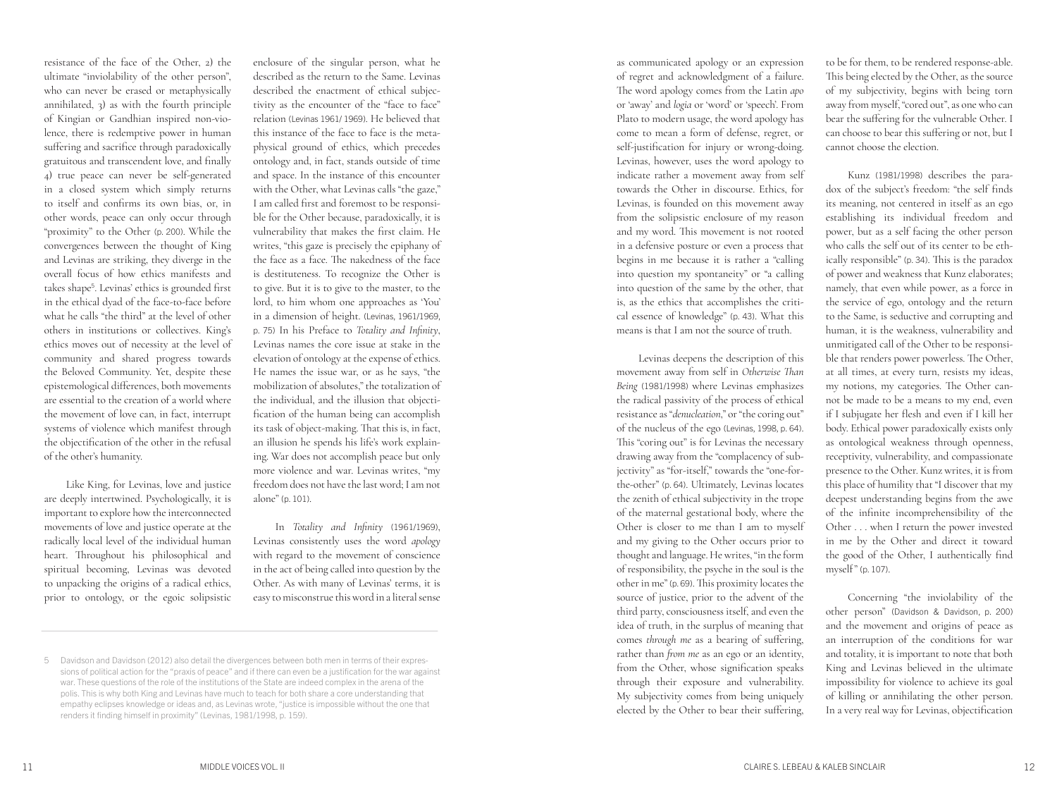resistance of the face of the Other, 2) the ultimate "inviolability of the other person", who can never be erased or metaphysically annihilated, 3) as with the fourth principle of Kingian or Gandhian inspired non-violence, there is redemptive power in human suffering and sacrifice through paradoxically gratuitous and transcendent love, and finally 4) true peace can never be self-generated in a closed system which simply returns to itself and confirms its own bias, or, in other words, peace can only occur through "proximity" to the Other (p. 200). While the convergences between the thought of King and Levinas are striking, they diverge in the overall focus of how ethics manifests and takes shape[5]. Levinas' ethics is grounded first in the ethical dyad of the face-to-face before what he calls "the third" at the level of other others in institutions or collectives. King's ethics moves out of necessity at the level of community and shared progress towards the Beloved Community. Yet, despite these epistemological differences, both movements are essential to the creation of a world where the movement of love can, in fact, interrupt systems of violence which manifest through the objectification of the other in the refusal of the other's humanity.

Like King, for Levinas, love and justice are deeply intertwined. Psychologically, it is important to explore how the interconnected movements of love and justice operate at the radically local level of the individual human heart. Throughout his philosophical and spiritual becoming, Levinas was devoted to unpacking the origins of a radical ethics, prior to ontology, or the egoic solipsistic enclosure of the singular person, what he described as the return to the Same. Levinas described the enactment of ethical subjectivity as the encounter of the "face to face" relation (Levinas 1961/ 1969). He believed that this instance of the face to face is the metaphysical ground of ethics, which precedes ontology and, in fact, stands outside of time and space. In the instance of this encounter with the Other, what Levinas calls "the gaze," I am called first and foremost to be responsible for the Other because, paradoxically, it is vulnerability that makes the first claim. He writes, "this gaze is precisely the epiphany of the face as a face. The nakedness of the face is destituteness. To recognize the Other is to give. But it is to give to the master, to the lord, to him whom one approaches as 'You' in a dimension of height. (Levinas, 1961/1969, p. 75) In his Preface to *Totality and Infinity*, Levinas names the core issue at stake in the elevation of ontology at the expense of ethics. He names the issue war, or as he says, "the mobilization of absolutes," the totalization of the individual, and the illusion that objectification of the human being can accomplish its task of object-making. That this is, in fact, an illusion he spends his life's work explaining. War does not accomplish peace but only more violence and war. Levinas writes, "my freedom does not have the last word; I am not alone" (p. 101).

In *Totality and Infinity* (1961/1969), Levinas consistently uses the word *apology* with regard to the movement of conscience in the act of being called into question by the Other. As with many of Levinas' terms, it is easy to misconstrue this word in a literal sense as communicated apology or an expression of regret and acknowledgment of a failure. The word apology comes from the Latin *apo* or 'away' and *logia* or 'word' or 'speech'. From Plato to modern usage, the word apology has come to mean a form of defense, regret, or self-justification for injury or wrong-doing. Levinas, however, uses the word apology to indicate rather a movement away from self towards the Other in discourse. Ethics, for Levinas, is founded on this movement away from the solipsistic enclosure of my reason and my word. This movement is not rooted in a defensive posture or even a process that begins in me because it is rather a "calling into question my spontaneity" or "a calling into question of the same by the other, that is, as the ethics that accomplishes the critical essence of knowledge" (p. 43). What this means is that I am not the source of truth.

Levinas deepens the description of this movement away from self in *Otherwise Than Being* (1981/1998) where Levinas emphasizes the radical passivity of the process of ethical resistance as "*denucleation*," or "the coring out" of the nucleus of the ego (Levinas, 1998, p. 64). This "coring out" is for Levinas the necessary drawing away from the "complacency of subjectivity" as "for-itself," towards the "one-for-the-other" (p. 64). Ultimately, Levinas locates the zenith of ethical subjectivity in the trope of the maternal gestational body, where the Other is closer to me than I am to myself and my giving to the Other occurs prior to thought and language. He writes, "in the form of responsibility, the psyche in the soul is the other in me" (p. 69). This proximity locates the source of justice, prior to the advent of the third party, consciousness itself, and even the idea of truth, in the surplus of meaning that comes *through me* as a bearing of suffering, rather than *from me* as an ego or an identity, from the Other, whose signification speaks through their exposure and vulnerability. My subjectivity comes from being uniquely elected by the Other to bear their suffering, to be for them, to be rendered response-able. This being elected by the Other, as the source of my subjectivity, begins with being torn away from myself, "cored out", as one who can bear the suffering for the vulnerable Other. I can choose to bear this suffering or not, but I cannot choose the election.

Kunz (1981/1998) describes the paradox of the subject's freedom: "the self finds its meaning, not centered in itself as an ego establishing its individual freedom and power, but as a self facing the other person who calls the self out of its center to be ethically responsible" (p. 34). This is the paradox of power and weakness that Kunz elaborates; namely, that even while power, as a force in the service of ego, ontology and the return to the Same, is seductive and corrupting and human, it is the weakness, vulnerability and unmitigated call of the Other to be responsible that renders power powerless. The Other, at all times, at every turn, resists my ideas, my notions, my categories. The Other cannot be made to be a means to my end, even if I subjugate her flesh and even if I kill her body. Ethical power paradoxically exists only as ontological weakness through openness, receptivity, vulnerability, and compassionate presence to the Other. Kunz writes, it is from this place of humility that "I discover that my deepest understanding begins from the awe of the infinite incomprehensibility of the Other . . . when I return the power invested in me by the Other and direct it toward the good of the Other, I authentically find myself" (p. 107).

Concerning "the inviolability of the other person" (Davidson & Davidson, p. 200) and the movement and origins of peace as an interruption of the conditions for war and totality, it is important to note that both King and Levinas believed in the ultimate impossibility for violence to achieve its goal of killing or annihilating the other person. In a very real way for Levinas, objectification

5 Davidson and Davidson (2012) also detail the divergences between both men in terms of their expressions of political action for the "praxis of peace" and if there can even be a justification for the war against war. These questions of the role of the institutions of the State are indeed complex in the arena of the polis. This is why both King and Levinas have much to teach for both share a core understanding that empathy eclipses knowledge or ideas and, as Levinas wrote, "justice is impossible without the one that renders it finding himself in proximity" (Levinas, 1981/1998, p. 159).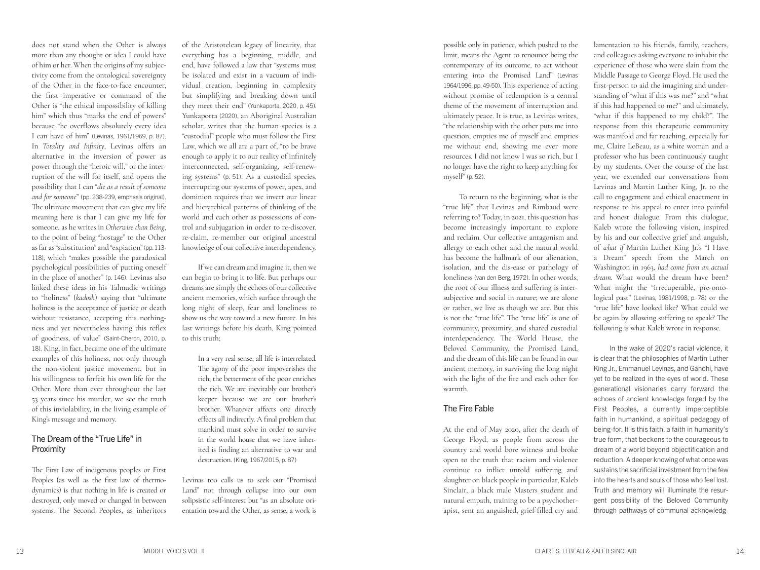does not stand when the Other is always more than any thought or idea I could have of him or her. When the origins of my subjectivity come from the ontological sovereignty of the Other in the face-to-face encounter, the first imperative or command of the Other is "the ethical impossibility of killing him" which thus "marks the end of powers" because "he overflows absolutely every idea I can have of him" (Levinas, 1961/1969, p. 87). In *Totality and Infinity*, Levinas offers an alternative in the inversion of power as power through the "heroic will," or the interruption of the will for itself, and opens the possibility that I can "*die as a result of someone and for someone*" (pp. 238-239, emphasis original). The ultimate movement that can give my life meaning here is that I can give my life for someone, as he writes in *Otherwise than Being*, to the point of being "hostage" to the Other as far as "substitution" and "expiation" (pp. 113-118), which "makes possible the paradoxical psychological possibilities of putting oneself in the place of another" (p. 146). Levinas also linked these ideas in his Talmudic writings to "holiness" (*kadosh*) saying that "ultimate holiness is the acceptance of justice or death without resistance, accepting this nothingness and yet nevertheless having this reflex of goodness, of value" (Saint-Cheron, 2010, p. 18). King, in fact, became one of the ultimate examples of this holiness, not only through the non-violent justice movement, but in his willingness to forfeit his own life for the Other. More than ever throughout the last 53 years since his murder, we see the truth of this inviolability, in the living example of King's message and memory.

## The Dream of the "True Life" in Proximity

The First Law of indigenous peoples or First Peoples (as well as the first law of thermodynamics) is that nothing in life is created or destroyed, only moved or changed in between systems. The Second Peoples, as inheritors of the Aristotelean legacy of linearity, that everything has a beginning, middle, and end, have followed a law that "systems must be isolated and exist in a vacuum of individual creation, beginning in complexity but simplifying and breaking down until they meet their end" (Yunkaporta, 2020, p. 45). Yunkaporta (2020), an Aboriginal Australian scholar, writes that the human species is a "custodial" people who must follow the First Law, which we all are a part of, "to be brave enough to apply it to our reality of infinitely interconnected, self-organizing, self-renewing systems" (p. 51). As a custodial species, interrupting our systems of power, apex, and dominion requires that we invert our linear and hierarchical patterns of thinking of the world and each other as possessions of control and subjugation in order to re-discover, re-claim, re-member our original ancestral knowledge of our collective interdependency.

If we can dream and imagine it, then we can begin to bring it to life. But perhaps our dreams are simply the echoes of our collective ancient memories, which surface through the long night of sleep, fear and loneliness to show us the way toward a new future. In his last writings before his death, King pointed to this truth;

> In a very real sense, all life is interrelated. The agony of the poor impoverishes the rich; the betterment of the poor enriches the rich. We are inevitably our brother's keeper because we are our brother's brother. Whatever affects one directly effects all indirectly. A final problem that mankind must solve in order to survive in the world house that we have inherited is finding an alternative to war and destruction. (King, 1967/2015, p. 87)

Levinas too calls us to seek our "Promised Land" not through collapse into our own solipsistic self-interest but "as an absolute orientation toward the Other, as sense, a work is possible only in patience, which pushed to the limit, means the Agent to renounce being the contemporary of its outcome, to act without entering into the Promised Land" (Levinas 1964/1996, pp. 49-50). This experience of acting without promise of redemption is a central theme of the movement of interruption and ultimately peace. It is true, as Levinas writes, "the relationship with the other puts me into question, empties me of myself and empties me without end, showing me ever more resources. I did not know I was so rich, but I no longer have the right to keep anything for myself" (p. 52).

To return to the beginning, what is the "true life" that Levinas and Rimbaud were referring to? Today, in 2021, this question has become increasingly important to explore and reclaim. Our collective antagonism and allergy to each other and the natural world has become the hallmark of our alienation, isolation, and the dis-ease or pathology of loneliness (van den Berg, 1972). In other words, the root of our illness and suffering is intersubjective and social in nature; we are alone or rather, we live as though we are. But this is not the "true life". The "true life" is one of community, proximity, and shared custodial interdependency. The World House, the Beloved Community, the Promised Land, and the dream of this life can be found in our ancient memory, in surviving the long night with the light of the fire and each other for warmth.

## The Fire Fable

At the end of May 2020, after the death of George Floyd, as people from across the country and world bore witness and broke open to the truth that racism and violence continue to inflict untold suffering and slaughter on black people in particular, Kaleb Sinclair, a black male Masters student and natural empath, training to be a psychotherapist, sent an anguished, grief-filled cry and lamentation to his friends, family, teachers, and colleagues asking everyone to inhabit the experience of those who were slain from the Middle Passage to George Floyd. He used the first-person to aid the imagining and understanding of "what if this was me?" and "what if this had happened to me?" and ultimately, "what if this happened to my child?". The response from this therapeutic community was manifold and far reaching, especially for me, Claire LeBeau, as a white woman and a professor who has been continuously taught by my students. Over the course of the last year, we extended our conversations from Levinas and Martin Luther King, Jr. to the call to engagement and ethical enactment in response to his appeal to enter into painful and honest dialogue. From this dialogue, Kaleb wrote the following vision, inspired by his and our collective grief and anguish, of *what if* Martin Luther King Jr.'s "I Have a Dream" speech from the March on Washington in 1963, *had come from an actual dream*. What would the dream have been? What might the "irrecuperable, pre-ontological past" (Levinas, 1981/1998, p. 78) or the "true life" have looked like? What could we be again by allowing suffering to speak? The following is what Kaleb wrote in response.

In the wake of 2020's racial violence, it is clear that the philosophies of Martin Luther King Jr., Emmanuel Levinas, and Gandhi, have yet to be realized in the eyes of world. These generational visionaries carry forward the echoes of ancient knowledge forged by the First Peoples, a currently imperceptible faith in humankind, a spiritual pedagogy of being-for. It is this faith, a faith in humanity's true form, that beckons to the courageous to dream of a world beyond objectification and reduction. A deeper knowing of what once was sustains the sacrificial investment from the few into the hearts and souls of those who feel lost. Truth and memory will illuminate the resurgent possibility of the Beloved Community through pathways of communal acknowledg-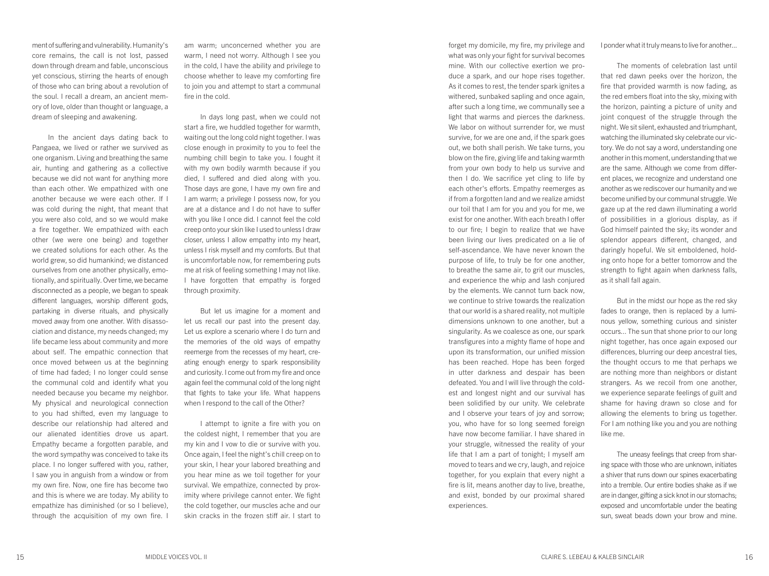ment of suffering and vulnerability. Humanity's core remains, the call is not lost, passed down through dream and fable, unconscious yet conscious, stirring the hearts of enough of those who can bring about a revolution of the soul. I recall a dream, an ancient memory of love, older than thought or language, a dream of sleeping and awakening.

In the ancient days dating back to Pangaea, we lived or rather we survived as one organism. Living and breathing the same air, hunting and gathering as a collective because we did not want for anything more than each other. We empathized with one another because we were each other. If I was cold during the night, that meant that you were also cold, and so we would make a fire together. We empathized with each other (we were one being) and together we created solutions for each other. As the world grew, so did humankind; we distanced ourselves from one another physically, emotionally, and spiritually. Over time, we became disconnected as a people, we began to speak different languages, worship different gods, partaking in diverse rituals, and physically moved away from one another. With disassociation and distance, my needs changed; my life became less about community and more about self. The empathic connection that once moved between us at the beginning of time had faded; I no longer could sense the communal cold and identify what you needed because you became my neighbor. My physical and neurological connection to you had shifted, even my language to describe our relationship had altered and our alienated identities drove us apart. Empathy became a forgotten parable, and the word sympathy was conceived to take its place. I no longer suffered with you, rather, I saw you in anguish from a window or from my own fire. Now, one fire has become two and this is where we are today. My ability to empathize has diminished (or so I believe), through the acquisition of my own fire. I am warm; unconcerned whether you are warm, I need not worry. Although I see you in the cold, I have the ability and privilege to choose whether to leave my comforting fire to join you and attempt to start a communal fire in the cold.

In days long past, when we could not start a fire, we huddled together for warmth, waiting out the long cold night together. I was close enough in proximity to you to feel the numbing chill begin to take you. I fought it with my own bodily warmth because if you died, I suffered and died along with you. Those days are gone, I have my own fire and I am warm; a privilege I possess now, for you are at a distance and I do not have to suffer with you like I once did. I cannot feel the cold creep onto your skin like I used to unless I draw closer, unless I allow empathy into my heart, unless I risk myself and my comforts. But that is uncomfortable now, for remembering puts me at risk of feeling something I may not like. I have forgotten that empathy is forged through proximity.

But let us imagine for a moment and let us recall our past into the present day. Let us explore a scenario where I do turn and the memories of the old ways of empathy reemerge from the recesses of my heart, creating enough energy to spark responsibility and curiosity. I come out from my fire and once again feel the communal cold of the long night that fights to take your life. What happens when I respond to the call of the Other?

I attempt to ignite a fire with you on the coldest night, I remember that you are my kin and I vow to die or survive with you. Once again, I feel the night's chill creep on to your skin, I hear your labored breathing and you hear mine as we toil together for your survival. We empathize, connected by proximity where privilege cannot enter. We fight the cold together, our muscles ache and our skin cracks in the frozen stiff air. I start to forget my domicile, my fire, my privilege and what was only your fight for survival becomes mine. With our collective exertion we produce a spark, and our hope rises together. As it comes to rest, the tender spark ignites a withered, sunbaked sapling and once again, after such a long time, we communally see a light that warms and pierces the darkness. We labor on without surrender for, we must survive, for we are one and, if the spark goes out, we both shall perish. We take turns, you blow on the fire, giving life and taking warmth from your own body to help us survive and then I do. We sacrifice yet cling to life by each other's efforts. Empathy reemerges as if from a forgotten land and we realize amidst our toil that I am for you and you for me, we exist for one another. With each breath I offer to our fire; I begin to realize that we have been living our lives predicated on a lie of self-ascendance. We have never known the purpose of life, to truly be for one another, to breathe the same air, to grit our muscles, and experience the whip and lash conjured by the elements. We cannot turn back now, we continue to strive towards the realization that our world is a shared reality, not multiple dimensions unknown to one another, but a singularity. As we coalesce as one, our spark transfigures into a mighty flame of hope and upon its transformation, our unified mission has been reached. Hope has been forged in utter darkness and despair has been defeated. You and I will live through the coldest and longest night and our survival has been solidified by our unity. We celebrate and I observe your tears of joy and sorrow; you, who have for so long seemed foreign have now become familiar. I have shared in your struggle, witnessed the reality of your life that I am a part of tonight; I myself am moved to tears and we cry, laugh, and rejoice together, for you explain that every night a fire is lit, means another day to live, breathe, and exist, bonded by our proximal shared experiences.

I ponder what it truly means to live for another...

The moments of celebration last until that red dawn peeks over the horizon, the fire that provided warmth is now fading, as the red embers float into the sky, mixing with the horizon, painting a picture of unity and joint conquest of the struggle through the night. We sit silent, exhausted and triumphant, watching the illuminated sky celebrate our victory. We do not say a word, understanding one another in this moment, understanding that we are the same. Although we come from different places, we recognize and understand one another as we rediscover our humanity and we become unified by our communal struggle. We gaze up at the red dawn illuminating a world of possibilities in a glorious display, as if God himself painted the sky; its wonder and splendor appears different, changed, and daringly hopeful. We sit emboldened, holding onto hope for a better tomorrow and the strength to fight again when darkness falls, as it shall fall again.

But in the midst our hope as the red sky fades to orange, then is replaced by a luminous yellow, something curious and sinister occurs... The sun that shone prior to our long night together, has once again exposed our differences, blurring our deep ancestral ties, the thought occurs to me that perhaps we are nothing more than neighbors or distant strangers. As we recoil from one another, we experience separate feelings of guilt and shame for having drawn so close and for allowing the elements to bring us together. For I am nothing like you and you are nothing like me.

The uneasy feelings that creep from sharing space with those who are unknown, initiates a shiver that runs down our spines exacerbating into a tremble. Our entire bodies shake as if we are in danger, gifting a sick knot in our stomachs; exposed and uncomfortable under the beating sun, sweat beads down your brow and mine.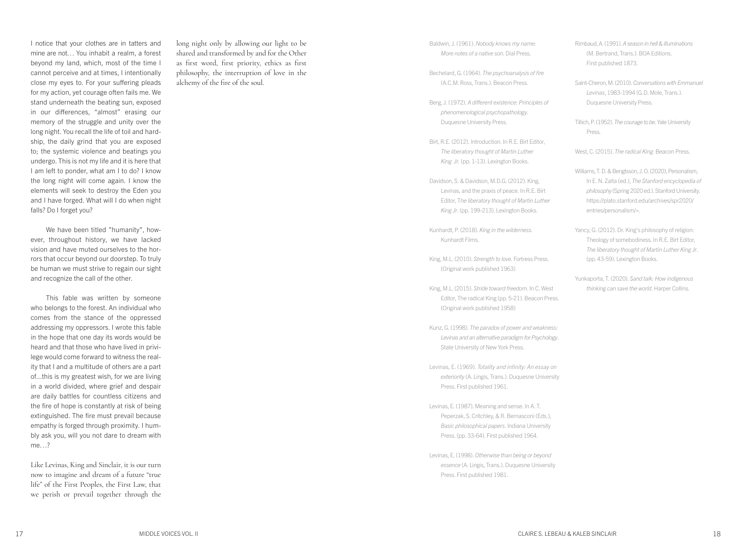I notice that your clothes are in tatters and mine are not… You inhabit a realm, a forest beyond my land, which, most of the time I cannot perceive and at times, I intentionally close my eyes to. For your suffering pleads for my action, yet courage often fails me. We stand underneath the beating sun, exposed in our differences, "almost" erasing our memory of the struggle and unity over the long night. You recall the life of toil and hardship, the daily grind that you are exposed to; the systemic violence and beatings you undergo. This is not my life and it is here that I am left to ponder, what am I to do? I know the long night will come again. I know the elements will seek to destroy the Eden you and I have forged. What will I do when night falls? Do I forget you?

We have been titled "humanity", however, throughout history, we have lacked vision and have muted ourselves to the horrors that occur beyond our doorstep. To truly be human we must strive to regain our sight and recognize the call of the other.

This fable was written by someone who belongs to the forest. An individual who comes from the stance of the oppressed addressing my oppressors. I wrote this fable in the hope that one day its words would be heard and that those who have lived in privilege would come forward to witness the reality that I and a multitude of others are a part of…this is my greatest wish, for we are living in a world divided, where grief and despair are daily battles for countless citizens and the fire of hope is constantly at risk of being extinguished. The fire must prevail because empathy is forged through proximity. I humbly ask you, will you not dare to dream with me…?

Like Levinas, King and Sinclair, it is our turn now to imagine and dream of a future "true life" of the First Peoples, the First Law, that we perish or prevail together through the long night only by allowing our light to be shared and transformed by and for the Other as first word, first priority, ethics as first philosophy, the interruption of love in the alchemy of the fire of the soul.

Baldwin, J. (1961). *Nobody knows my name: More notes of a native son*. Dial Press.

Bechelard, G. (1964). *The psychoanalysis of fire* (A.C.M. Ross, Trans.). Beacon Press.

Berg, J. (1972). *A different existence: Principles of phenomenological psychopathology*. Duquesne University Press.

Birt, R.E. (2012). Introduction. In R.E. Birt Editor, *The liberatory thought of Martin Luther King Jr.* (pp. 1-13). Lexington Books.

Davidson, S. & Davidson, M.D.G. (2012). King, Levinas, and the praxis of peace. In R.E. Birt Editor, *The liberatory thought of Martin Luther King Jr*. (pp. 199-213). Lexington Books.

Kunhardt, P. (2018). *King in the wilderness*. Kunhardt Films.

King, M.L. (2010). *Strength to love*. Fortress Press. (Original work published 1963)

King, M.L. (2015). *Stride toward freedom*. In C. West Editor, The radical King (pp. 5-21). Beacon Press. (Original work published 1958)

Kunz, G. (1998). *The paradox of power and weakness: Levinas and an alternative paradigm for Psychology*. State University of New York Press.

Levinas, E. (1969). *Totality and infinity: An essay on exteriority* (A. Lingis, Trans.). Duquesne University Press. First published 1961.

Levinas, E. (1987). Meaning and sense. In A. T. Peperzak, S. Critchley, & R. Bernasconi (Eds.), *Basic philosophical papers*. Indiana University Press. (pp. 33-64). First published 1964.

Levinas, E. (1998). *Otherwise than being or beyond essence* (A. Lingis, Trans.). Duquesne University Press. First published 1981.

Rimbaud, A. (1991). *A season in hell & illuminations* (M. Bertrand, Trans.). BOA Editions. First published 1873.

Saint-Cheron, M. (2010). *Conversations with Emmanuel Levinas*, 1983-1994 (G.D. Mole, Trans.). Duquesne University Press.

Tillich, P. (1952). *The courage to be*. Yale University Press.

West, C. (2015). *The radical King*. Beacon Press.

Williams, T. D. & Bengtsson, J. O. (2020), Personalism, In E. N. Zalta (ed.), *The Stanford encyclopedia of philosophy* (Spring 2020 ed.). Stanford University. https://plato.stanford.edu/archives/spr2020/entries/personalism/>.

Yancy, G. (2012). Dr. King's philosophy of religion: Theology of somebodiness. In R.E. Birt Editor, *The liberatory thought of Martin Luther King Jr*. (pp. 43-59). Lexington Books.

Yunkaporta, T. (2020). *Sand talk: How indigenous thinking can save the world*. Harper Collins.